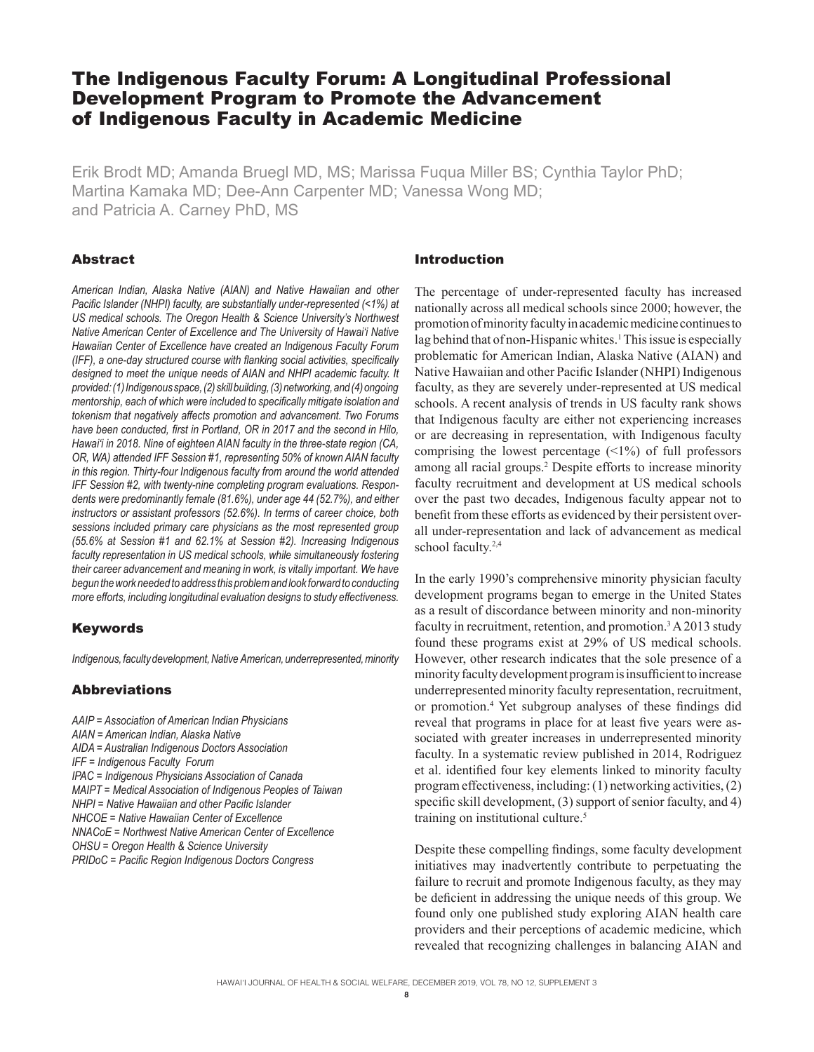# The Indigenous Faculty Forum: A Longitudinal Professional Development Program to Promote the Advancement of Indigenous Faculty in Academic Medicine

Erik Brodt MD; Amanda Bruegl MD, MS; Marissa Fuqua Miller BS; Cynthia Taylor PhD; Martina Kamaka MD; Dee-Ann Carpenter MD; Vanessa Wong MD; and Patricia A. Carney PhD, MS

## Abstract

*American Indian, Alaska Native (AIAN) and Native Hawaiian and other Pacific Islander (NHPI) faculty, are substantially under-represented (<1%) at US medical schools. The Oregon Health & Science University's Northwest Native American Center of Excellence and The University of Hawai'i Native Hawaiian Center of Excellence have created an Indigenous Faculty Forum (IFF), a one-day structured course with flanking social activities, specifically designed to meet the unique needs of AIAN and NHPI academic faculty. It provided: (1) Indigenous space, (2) skill building, (3) networking, and (4) ongoing mentorship, each of which were included to specifically mitigate isolation and tokenism that negatively affects promotion and advancement. Two Forums have been conducted, first in Portland, OR in 2017 and the second in Hilo, Hawai'i in 2018. Nine of eighteen AIAN faculty in the three-state region (CA, OR, WA) attended IFF Session #1, representing 50% of known AIAN faculty in this region. Thirty-four Indigenous faculty from around the world attended IFF Session #2, with twenty-nine completing program evaluations. Respondents were predominantly female (81.6%), under age 44 (52.7%), and either instructors or assistant professors (52.6%). In terms of career choice, both sessions included primary care physicians as the most represented group (55.6% at Session #1 and 62.1% at Session #2). Increasing Indigenous faculty representation in US medical schools, while simultaneously fostering their career advancement and meaning in work, is vitally important. We have begun the work needed to address this problem and look forward to conducting more efforts, including longitudinal evaluation designs to study effectiveness.*

## Keywords

*Indigenous, faculty development, Native American, underrepresented, minority*

## Abbreviations

*AAIP = Association of American Indian Physicians*
*AIAN = American Indian, Alaska Native*
*AIDA = Australian Indigenous Doctors Association*
*IFF = Indigenous Faculty Forum*
*IPAC = Indigenous Physicians Association of Canada*
*MAIPT = Medical Association of Indigenous Peoples of Taiwan*
*NHPI = Native Hawaiian and other Pacific Islander*
*NHCOE = Native Hawaiian Center of Excellence*
*NNACoE = Northwest Native American Center of Excellence*
*OHSU = Oregon Health & Science University*
*PRIDoC = Pacific Region Indigenous Doctors Congress*

## Introduction

The percentage of under-represented faculty has increased nationally across all medical schools since 2000; however, the promotion of minority faculty in academic medicine continues to lag behind that of non-Hispanic whites.[1] This issue is especially problematic for American Indian, Alaska Native (AIAN) and Native Hawaiian and other Pacific Islander (NHPI) Indigenous faculty, as they are severely under-represented at US medical schools. A recent analysis of trends in US faculty rank shows that Indigenous faculty are either not experiencing increases or are decreasing in representation, with Indigenous faculty comprising the lowest percentage (<1%) of full professors among all racial groups.[2] Despite efforts to increase minority faculty recruitment and development at US medical schools over the past two decades, Indigenous faculty appear not to benefit from these efforts as evidenced by their persistent overall under-representation and lack of advancement as medical school faculty.[2,4]

In the early 1990's comprehensive minority physician faculty development programs began to emerge in the United States as a result of discordance between minority and non-minority faculty in recruitment, retention, and promotion.[3] A 2013 study found these programs exist at 29% of US medical schools. However, other research indicates that the sole presence of a minority faculty development program is insufficient to increase underrepresented minority faculty representation, recruitment, or promotion.[4] Yet subgroup analyses of these findings did reveal that programs in place for at least five years were associated with greater increases in underrepresented minority faculty. In a systematic review published in 2014, Rodriguez et al. identified four key elements linked to minority faculty program effectiveness, including: (1) networking activities, (2) specific skill development, (3) support of senior faculty, and 4) training on institutional culture.[5]

Despite these compelling findings, some faculty development initiatives may inadvertently contribute to perpetuating the failure to recruit and promote Indigenous faculty, as they may be deficient in addressing the unique needs of this group. We found only one published study exploring AIAN health care providers and their perceptions of academic medicine, which revealed that recognizing challenges in balancing AIAN and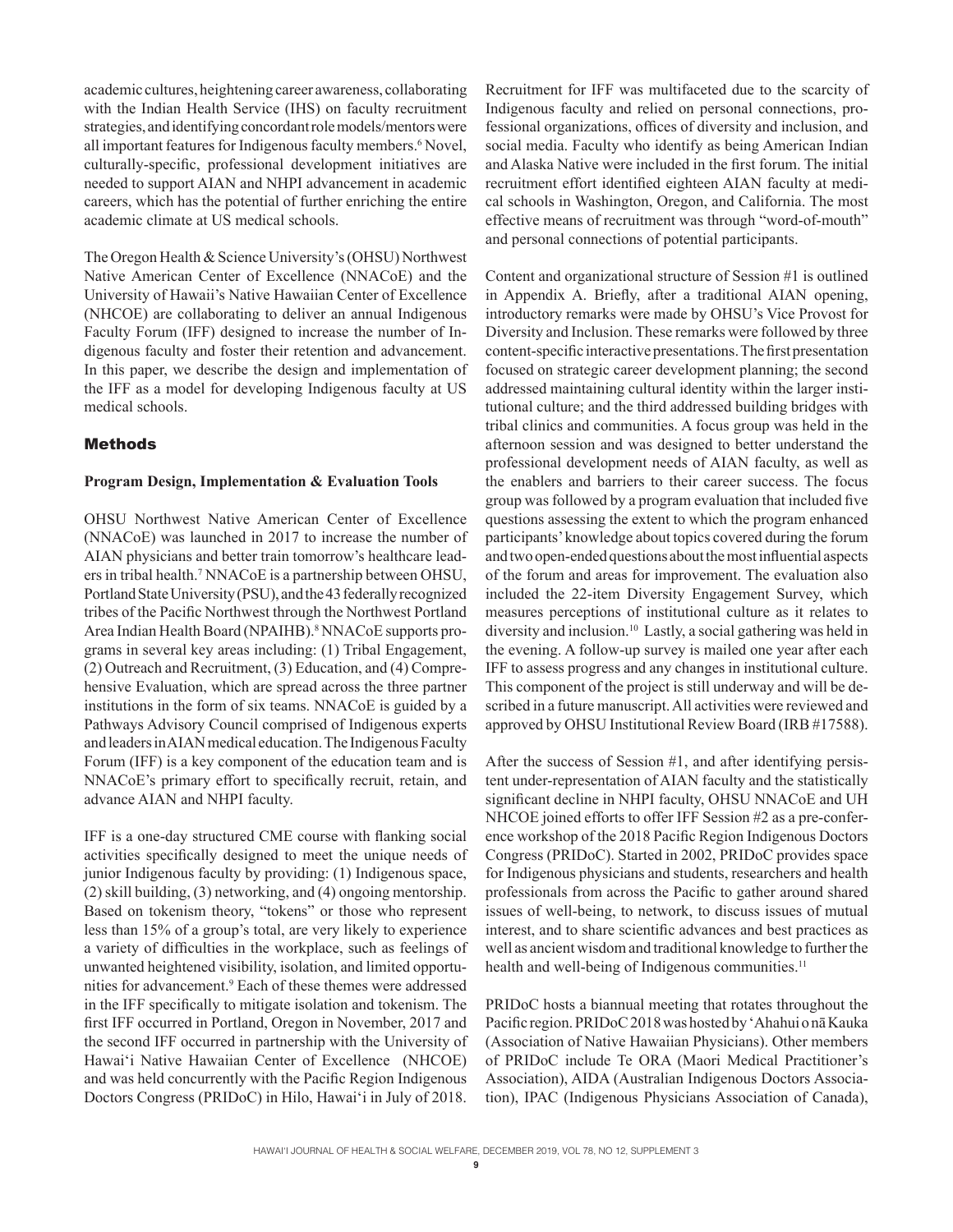academic cultures, heightening career awareness, collaborating with the Indian Health Service (IHS) on faculty recruitment strategies, and identifying concordant role models/mentors were all important features for Indigenous faculty members.[6] Novel, culturally-specific, professional development initiatives are needed to support AIAN and NHPI advancement in academic careers, which has the potential of further enriching the entire academic climate at US medical schools.

The Oregon Health & Science University's (OHSU) Northwest Native American Center of Excellence (NNACoE) and the University of Hawaii's Native Hawaiian Center of Excellence (NHCOE) are collaborating to deliver an annual Indigenous Faculty Forum (IFF) designed to increase the number of Indigenous faculty and foster their retention and advancement. In this paper, we describe the design and implementation of the IFF as a model for developing Indigenous faculty at US medical schools.

## Methods

### Program Design, Implementation & Evaluation Tools

OHSU Northwest Native American Center of Excellence (NNACoE) was launched in 2017 to increase the number of AIAN physicians and better train tomorrow's healthcare leaders in tribal health.[7] NNACoE is a partnership between OHSU, Portland State University (PSU), and the 43 federally recognized tribes of the Pacific Northwest through the Northwest Portland Area Indian Health Board (NPAIHB).[8] NNACoE supports programs in several key areas including: (1) Tribal Engagement, (2) Outreach and Recruitment, (3) Education, and (4) Comprehensive Evaluation, which are spread across the three partner institutions in the form of six teams. NNACoE is guided by a Pathways Advisory Council comprised of Indigenous experts and leaders in AIAN medical education. The Indigenous Faculty Forum (IFF) is a key component of the education team and is NNACoE's primary effort to specifically recruit, retain, and advance AIAN and NHPI faculty.

IFF is a one-day structured CME course with flanking social activities specifically designed to meet the unique needs of junior Indigenous faculty by providing: (1) Indigenous space, (2) skill building, (3) networking, and (4) ongoing mentorship. Based on tokenism theory, "tokens" or those who represent less than 15% of a group's total, are very likely to experience a variety of difficulties in the workplace, such as feelings of unwanted heightened visibility, isolation, and limited opportunities for advancement.[9] Each of these themes were addressed in the IFF specifically to mitigate isolation and tokenism. The first IFF occurred in Portland, Oregon in November, 2017 and the second IFF occurred in partnership with the University of Hawai'i Native Hawaiian Center of Excellence (NHCOE) and was held concurrently with the Pacific Region Indigenous Doctors Congress (PRIDoC) in Hilo, Hawai'i in July of 2018.

Recruitment for IFF was multifaceted due to the scarcity of Indigenous faculty and relied on personal connections, professional organizations, offices of diversity and inclusion, and social media. Faculty who identify as being American Indian and Alaska Native were included in the first forum. The initial recruitment effort identified eighteen AIAN faculty at medical schools in Washington, Oregon, and California. The most effective means of recruitment was through "word-of-mouth" and personal connections of potential participants.

Content and organizational structure of Session #1 is outlined in Appendix A. Briefly, after a traditional AIAN opening, introductory remarks were made by OHSU's Vice Provost for Diversity and Inclusion. These remarks were followed by three content-specific interactive presentations. The first presentation focused on strategic career development planning; the second addressed maintaining cultural identity within the larger institutional culture; and the third addressed building bridges with tribal clinics and communities. A focus group was held in the afternoon session and was designed to better understand the professional development needs of AIAN faculty, as well as the enablers and barriers to their career success. The focus group was followed by a program evaluation that included five questions assessing the extent to which the program enhanced participants' knowledge about topics covered during the forum and two open-ended questions about the most influential aspects of the forum and areas for improvement. The evaluation also included the 22-item Diversity Engagement Survey, which measures perceptions of institutional culture as it relates to diversity and inclusion.[10] Lastly, a social gathering was held in the evening. A follow-up survey is mailed one year after each IFF to assess progress and any changes in institutional culture. This component of the project is still underway and will be described in a future manuscript. All activities were reviewed and approved by OHSU Institutional Review Board (IRB #17588).

After the success of Session #1, and after identifying persistent under-representation of AIAN faculty and the statistically significant decline in NHPI faculty, OHSU NNACoE and UH NHCOE joined efforts to offer IFF Session #2 as a pre-conference workshop of the 2018 Pacific Region Indigenous Doctors Congress (PRIDoC). Started in 2002, PRIDoC provides space for Indigenous physicians and students, researchers and health professionals from across the Pacific to gather around shared issues of well-being, to network, to discuss issues of mutual interest, and to share scientific advances and best practices as well as ancient wisdom and traditional knowledge to further the health and well-being of Indigenous communities.[11]

PRIDoC hosts a biannual meeting that rotates throughout the Pacific region. PRIDoC 2018 was hosted by 'Ahahui o nā Kauka (Association of Native Hawaiian Physicians). Other members of PRIDoC include Te ORA (Maori Medical Practitioner's Association), AIDA (Australian Indigenous Doctors Association), IPAC (Indigenous Physicians Association of Canada),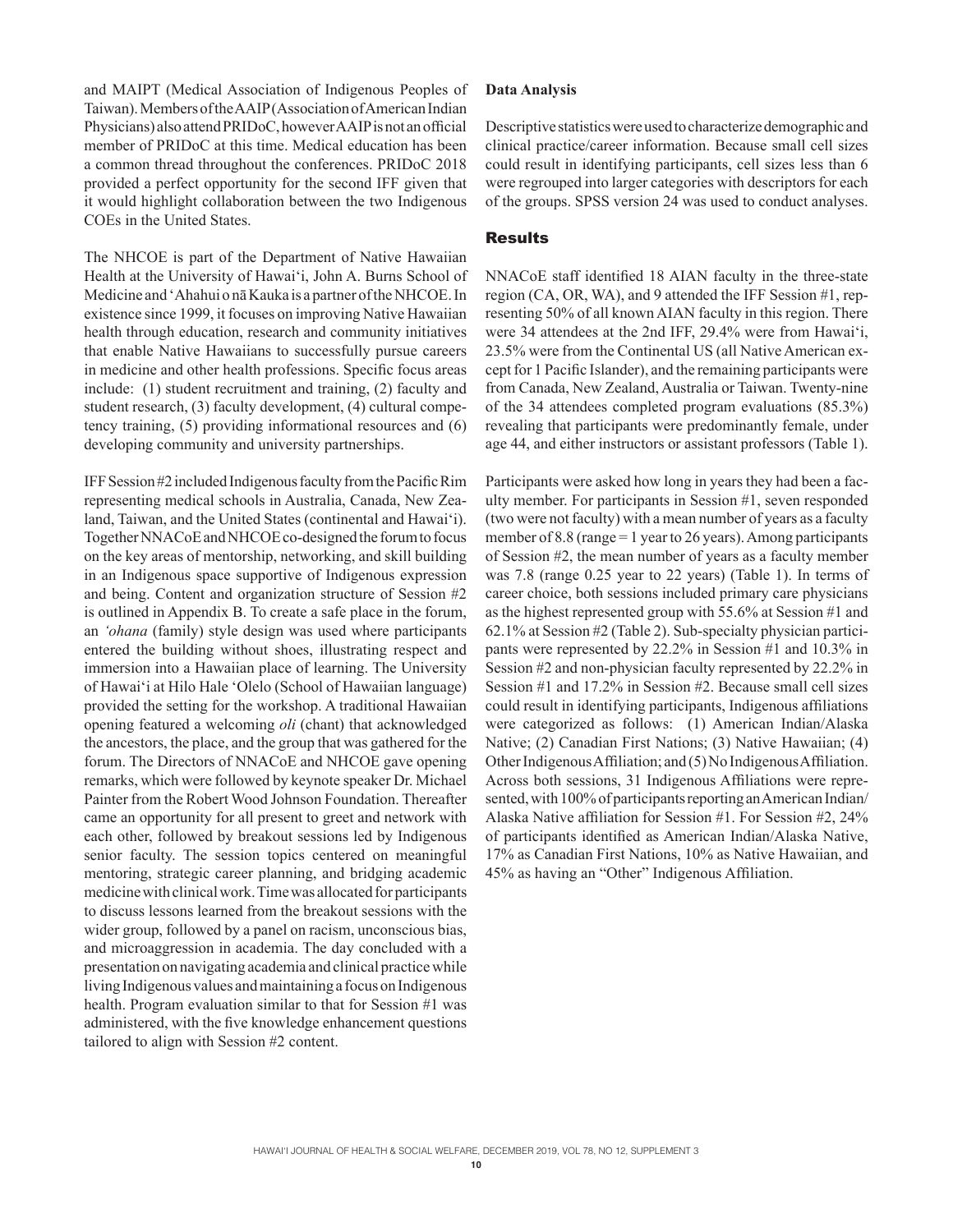and MAIPT (Medical Association of Indigenous Peoples of Taiwan). Members of the AAIP (Association of American Indian Physicians) also attend PRIDoC, however AAIP is not an official member of PRIDoC at this time. Medical education has been a common thread throughout the conferences. PRIDoC 2018 provided a perfect opportunity for the second IFF given that it would highlight collaboration between the two Indigenous COEs in the United States.

The NHCOE is part of the Department of Native Hawaiian Health at the University of Hawai'i, John A. Burns School of Medicine and 'Ahahui o nā Kauka is a partner of the NHCOE. In existence since 1999, it focuses on improving Native Hawaiian health through education, research and community initiatives that enable Native Hawaiians to successfully pursue careers in medicine and other health professions. Specific focus areas include: (1) student recruitment and training, (2) faculty and student research, (3) faculty development, (4) cultural competency training, (5) providing informational resources and (6) developing community and university partnerships.

IFF Session #2 included Indigenous faculty from the Pacific Rim representing medical schools in Australia, Canada, New Zealand, Taiwan, and the United States (continental and Hawai'i). Together NNACoE and NHCOE co-designed the forum to focus on the key areas of mentorship, networking, and skill building in an Indigenous space supportive of Indigenous expression and being. Content and organization structure of Session #2 is outlined in Appendix B. To create a safe place in the forum, an *'ohana* (family) style design was used where participants entered the building without shoes, illustrating respect and immersion into a Hawaiian place of learning. The University of Hawai'i at Hilo Hale 'Olelo (School of Hawaiian language) provided the setting for the workshop. A traditional Hawaiian opening featured a welcoming *oli* (chant) that acknowledged the ancestors, the place, and the group that was gathered for the forum. The Directors of NNACoE and NHCOE gave opening remarks, which were followed by keynote speaker Dr. Michael Painter from the Robert Wood Johnson Foundation. Thereafter came an opportunity for all present to greet and network with each other, followed by breakout sessions led by Indigenous senior faculty. The session topics centered on meaningful mentoring, strategic career planning, and bridging academic medicine with clinical work. Time was allocated for participants to discuss lessons learned from the breakout sessions with the wider group, followed by a panel on racism, unconscious bias, and microaggression in academia. The day concluded with a presentation on navigating academia and clinical practice while living Indigenous values and maintaining a focus on Indigenous health. Program evaluation similar to that for Session #1 was administered, with the five knowledge enhancement questions tailored to align with Session #2 content.

**Data Analysis**

Descriptive statistics were used to characterize demographic and clinical practice/career information. Because small cell sizes could result in identifying participants, cell sizes less than 6 were regrouped into larger categories with descriptors for each of the groups. SPSS version 24 was used to conduct analyses.

## Results

NNACoE staff identified 18 AIAN faculty in the three-state region (CA, OR, WA), and 9 attended the IFF Session #1, representing 50% of all known AIAN faculty in this region. There were 34 attendees at the 2nd IFF, 29.4% were from Hawai'i, 23.5% were from the Continental US (all Native American except for 1 Pacific Islander), and the remaining participants were from Canada, New Zealand, Australia or Taiwan. Twenty-nine of the 34 attendees completed program evaluations (85.3%) revealing that participants were predominantly female, under age 44, and either instructors or assistant professors (Table 1).

Participants were asked how long in years they had been a faculty member. For participants in Session #1, seven responded (two were not faculty) with a mean number of years as a faculty member of 8.8 (range = 1 year to 26 years). Among participants of Session #2, the mean number of years as a faculty member was 7.8 (range 0.25 year to 22 years) (Table 1). In terms of career choice, both sessions included primary care physicians as the highest represented group with 55.6% at Session #1 and 62.1% at Session #2 (Table 2). Sub-specialty physician participants were represented by 22.2% in Session #1 and 10.3% in Session #2 and non-physician faculty represented by 22.2% in Session #1 and 17.2% in Session #2. Because small cell sizes could result in identifying participants, Indigenous affiliations were categorized as follows: (1) American Indian/Alaska Native; (2) Canadian First Nations; (3) Native Hawaiian; (4) Other Indigenous Affiliation; and (5) No Indigenous Affiliation. Across both sessions, 31 Indigenous Affiliations were represented, with 100% of participants reporting an American Indian/Alaska Native affiliation for Session #1. For Session #2, 24% of participants identified as American Indian/Alaska Native, 17% as Canadian First Nations, 10% as Native Hawaiian, and 45% as having an "Other" Indigenous Affiliation.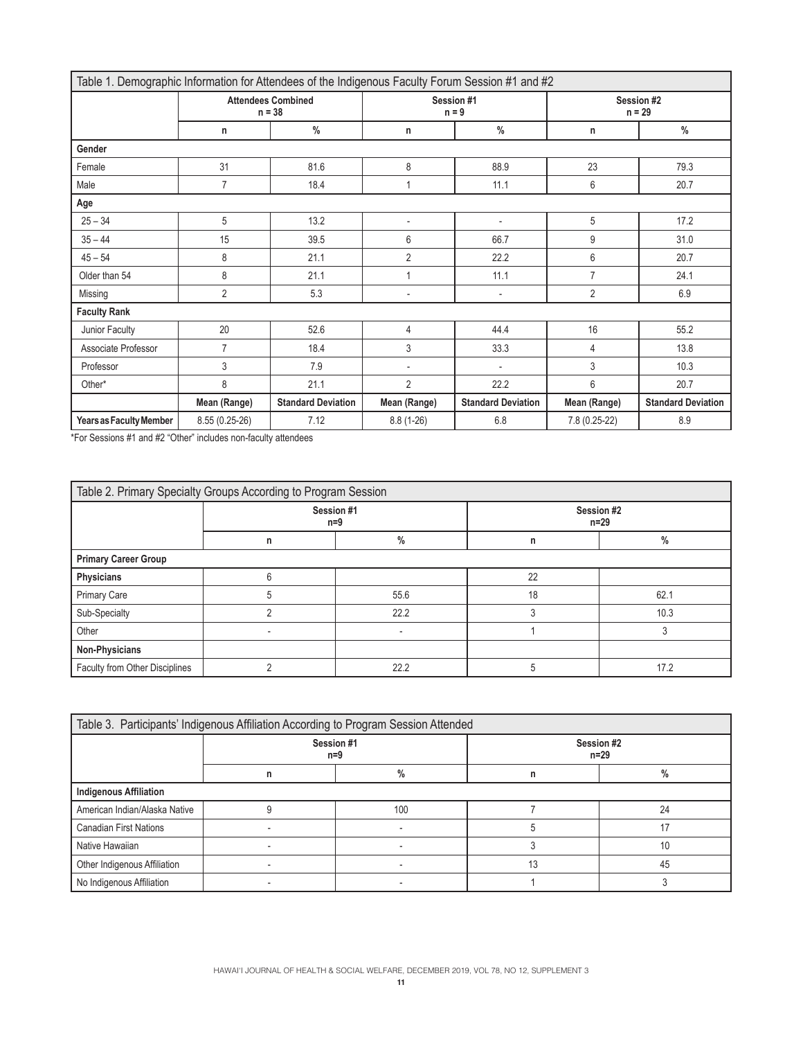| Table 1. Demographic Information for Attendees of the Indigenous Faculty Forum Session #1 and #2 | | | | | | |
|---|---|---|---|---|---|---|
| | **Attendees Combined n = 38** | | **Session #1 n = 9** | | **Session #2 n = 29** | |
| | **n** | **%** | **n** | **%** | **n** | **%** |
| **Gender** | | | | | | |
| Female | 31 | 81.6 | 8 | 88.9 | 23 | 79.3 |
| Male | 7 | 18.4 | 1 | 11.1 | 6 | 20.7 |
| **Age** | | | | | | |
| 25 – 34 | 5 | 13.2 | - | - | 5 | 17.2 |
| 35 – 44 | 15 | 39.5 | 6 | 66.7 | 9 | 31.0 |
| 45 – 54 | 8 | 21.1 | 2 | 22.2 | 6 | 20.7 |
| Older than 54 | 8 | 21.1 | 1 | 11.1 | 7 | 24.1 |
| Missing | 2 | 5.3 | - | - | 2 | 6.9 |
| **Faculty Rank** | | | | | | |
| Junior Faculty | 20 | 52.6 | 4 | 44.4 | 16 | 55.2 |
| Associate Professor | 7 | 18.4 | 3 | 33.3 | 4 | 13.8 |
| Professor | 3 | 7.9 | - | - | 3 | 10.3 |
| Other* | 8 | 21.1 | 2 | 22.2 | 6 | 20.7 |
| | **Mean (Range)** | **Standard Deviation** | **Mean (Range)** | **Standard Deviation** | **Mean (Range)** | **Standard Deviation** |
| **Years as Faculty Member** | 8.55 (0.25-26) | 7.12 | 8.8 (1-26) | 6.8 | 7.8 (0.25-22) | 8.9 |

*For Sessions #1 and #2 "Other" includes non-faculty attendees

| Table 2. Primary Specialty Groups According to Program Session | | | | |
|---|---|---|---|---|
| | **Session #1 n=9** | | **Session #2 n=29** | |
| | **n** | **%** | **n** | **%** |
| **Primary Career Group** | | | | |
| **Physicians** | 6 | | 22 | |
| Primary Care | 5 | 55.6 | 18 | 62.1 |
| Sub-Specialty | 2 | 22.2 | 3 | 10.3 |
| Other | - | - | 1 | 3 |
| **Non-Physicians** | | | | |
| Faculty from Other Disciplines | 2 | 22.2 | 5 | 17.2 |

| Table 3. Participants' Indigenous Affiliation According to Program Session Attended | | | | |
|---|---|---|---|---|
| | **Session #1 n=9** | | **Session #2 n=29** | |
| | **n** | **%** | **n** | **%** |
| **Indigenous Affiliation** | | | | |
| American Indian/Alaska Native | 9 | 100 | 7 | 24 |
| Canadian First Nations | - | - | 5 | 17 |
| Native Hawaiian | - | - | 3 | 10 |
| Other Indigenous Affiliation | - | - | 13 | 45 |
| No Indigenous Affiliation | - | - | 1 | 3 |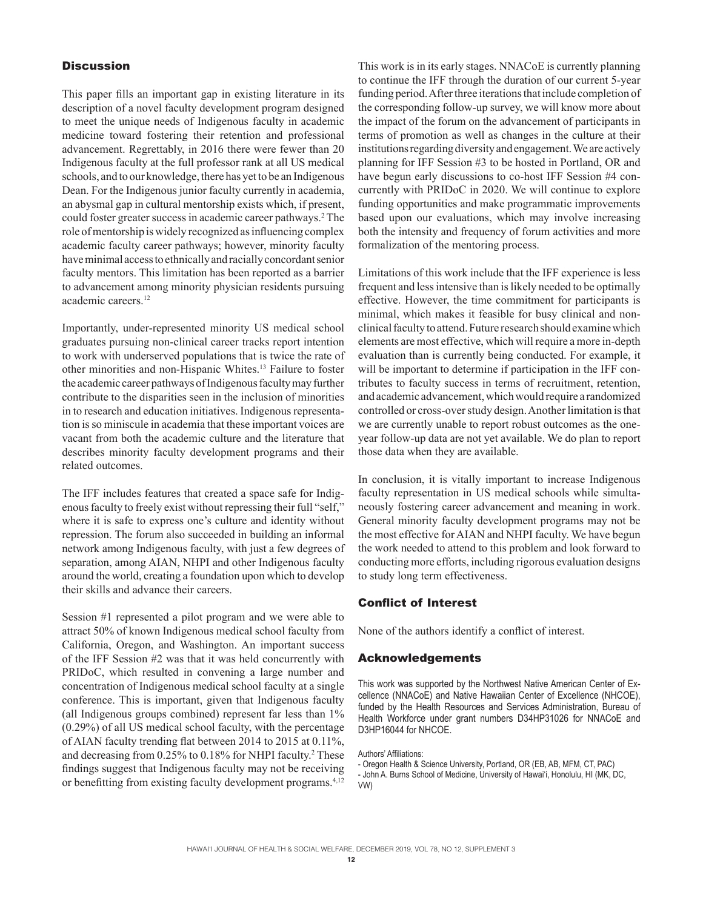## Discussion

This paper fills an important gap in existing literature in its description of a novel faculty development program designed to meet the unique needs of Indigenous faculty in academic medicine toward fostering their retention and professional advancement. Regrettably, in 2016 there were fewer than 20 Indigenous faculty at the full professor rank at all US medical schools, and to our knowledge, there has yet to be an Indigenous Dean. For the Indigenous junior faculty currently in academia, an abysmal gap in cultural mentorship exists which, if present, could foster greater success in academic career pathways.[2] The role of mentorship is widely recognized as influencing complex academic faculty career pathways; however, minority faculty have minimal access to ethnically and racially concordant senior faculty mentors. This limitation has been reported as a barrier to advancement among minority physician residents pursuing academic careers.[12]

Importantly, under-represented minority US medical school graduates pursuing non-clinical career tracks report intention to work with underserved populations that is twice the rate of other minorities and non-Hispanic Whites.[13] Failure to foster the academic career pathways of Indigenous faculty may further contribute to the disparities seen in the inclusion of minorities in to research and education initiatives. Indigenous representation is so miniscule in academia that these important voices are vacant from both the academic culture and the literature that describes minority faculty development programs and their related outcomes.

The IFF includes features that created a space safe for Indigenous faculty to freely exist without repressing their full "self," where it is safe to express one's culture and identity without repression. The forum also succeeded in building an informal network among Indigenous faculty, with just a few degrees of separation, among AIAN, NHPI and other Indigenous faculty around the world, creating a foundation upon which to develop their skills and advance their careers.

Session #1 represented a pilot program and we were able to attract 50% of known Indigenous medical school faculty from California, Oregon, and Washington. An important success of the IFF Session #2 was that it was held concurrently with PRIDoC, which resulted in convening a large number and concentration of Indigenous medical school faculty at a single conference. This is important, given that Indigenous faculty (all Indigenous groups combined) represent far less than 1% (0.29%) of all US medical school faculty, with the percentage of AIAN faculty trending flat between 2014 to 2015 at 0.11%, and decreasing from 0.25% to 0.18% for NHPI faculty.[2] These findings suggest that Indigenous faculty may not be receiving or benefitting from existing faculty development programs.[4,12]

This work is in its early stages. NNACoE is currently planning to continue the IFF through the duration of our current 5-year funding period. After three iterations that include completion of the corresponding follow-up survey, we will know more about the impact of the forum on the advancement of participants in terms of promotion as well as changes in the culture at their institutions regarding diversity and engagement. We are actively planning for IFF Session #3 to be hosted in Portland, OR and have begun early discussions to co-host IFF Session #4 concurrently with PRIDoC in 2020. We will continue to explore funding opportunities and make programmatic improvements based upon our evaluations, which may involve increasing both the intensity and frequency of forum activities and more formalization of the mentoring process.

Limitations of this work include that the IFF experience is less frequent and less intensive than is likely needed to be optimally effective. However, the time commitment for participants is minimal, which makes it feasible for busy clinical and non-clinical faculty to attend. Future research should examine which elements are most effective, which will require a more in-depth evaluation than is currently being conducted. For example, it will be important to determine if participation in the IFF contributes to faculty success in terms of recruitment, retention, and academic advancement, which would require a randomized controlled or cross-over study design. Another limitation is that we are currently unable to report robust outcomes as the one-year follow-up data are not yet available. We do plan to report those data when they are available.

In conclusion, it is vitally important to increase Indigenous faculty representation in US medical schools while simultaneously fostering career advancement and meaning in work. General minority faculty development programs may not be the most effective for AIAN and NHPI faculty. We have begun the work needed to attend to this problem and look forward to conducting more efforts, including rigorous evaluation designs to study long term effectiveness.

## Conflict of Interest

None of the authors identify a conflict of interest.

## Acknowledgements

This work was supported by the Northwest Native American Center of Excellence (NNACoE) and Native Hawaiian Center of Excellence (NHCOE), funded by the Health Resources and Services Administration, Bureau of Health Workforce under grant numbers D34HP31026 for NNACoE and D3HP16044 for NHCOE.

Authors' Affiliations:
- Oregon Health & Science University, Portland, OR (EB, AB, MFM, CT, PAC)
- John A. Burns School of Medicine, University of Hawai'i, Honolulu, HI (MK, DC, VW)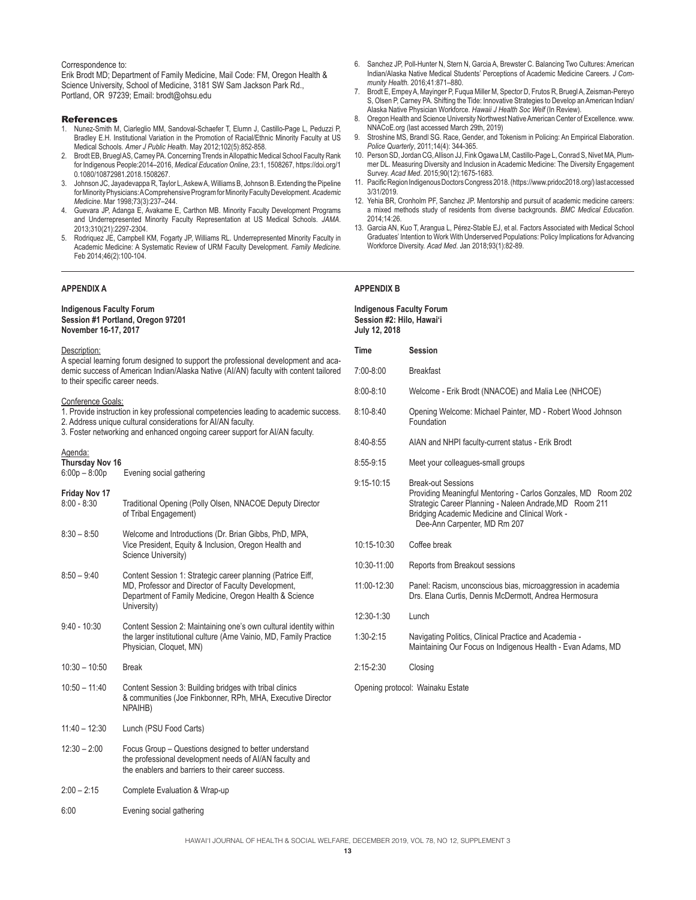Correspondence to:
Erik Brodt MD; Department of Family Medicine, Mail Code: FM, Oregon Health & Science University, School of Medicine, 3181 SW Sam Jackson Park Rd., Portland, OR 97239; Email: brodt@ohsu.edu

## References

1. Nunez-Smith M, Ciarleglio MM, Sandoval-Schaefer T, Elumn J, Castillo-Page L, Peduzzi P, Bradley E.H. Institutional Variation in the Promotion of Racial/Ethnic Minority Faculty at US Medical Schools. *Amer J Public Health*. May 2012;102(5):852-858.
2. Brodt EB, Bruegl AS, Carney PA. Concerning Trends in Allopathic Medical School Faculty Rank for Indigenous People:2014–2016, *Medical Education Online*, 23:1, 1508267, https://doi.org/10.1080/10872981.2018.1508267.
3. Johnson JC, Jayadevappa R, Taylor L, Askew A, Williams B, Johnson B. Extending the Pipeline for Minority Physicians: A Comprehensive Program for Minority Faculty Development. *Academic Medicine*. Mar 1998;73(3):237–244.
4. Guevara JP, Adanga E, Avakame E, Carthon MB. Minority Faculty Development Programs and Underrepresented Minority Faculty Representation at US Medical Schools. *JAMA*. 2013;310(21):2297-2304.
5. Rodriquez JE, Campbell KM, Fogarty JP, Williams RL. Underrepresented Minority Faculty in Academic Medicine: A Systematic Review of URM Faculty Development. *Family Medicine*. Feb 2014;46(2):100-104.
6. Sanchez JP, Poll-Hunter N, Stern N, Garcia A, Brewster C. Balancing Two Cultures: American Indian/Alaska Native Medical Students' Perceptions of Academic Medicine Careers. *J Community Health*. 2016;41:871–880.
7. Brodt E, Empey A, Mayinger P, Fuqua Miller M, Spector D, Frutos R, Bruegl A, Zeisman-Pereyo S, Olsen P, Carney PA. Shifting the Tide: Innovative Strategies to Develop an American Indian/Alaska Native Physician Workforce. *Hawaii J Health Soc Welf* (In Review).
8. Oregon Health and Science University Northwest Native American Center of Excellence. www.NNACoE.org (last accessed March 29th, 2019)
9. Stroshine MS, Brandl SG. Race, Gender, and Tokenism in Policing: An Empirical Elaboration. *Police Quarterly*, 2011;14(4): 344-365.
10. Person SD, Jordan CG, Allison JJ, Fink Ogawa LM, Castillo-Page L, Conrad S, Nivet MA, Plummer DL. Measuring Diversity and Inclusion in Academic Medicine: The Diversity Engagement Survey. *Acad Med*. 2015;90(12):1675-1683.
11. Pacific Region Indigenous Doctors Congress 2018. (https://www.pridoc2018.org/) last accessed 3/31/2019.
12. Yehia BR, Cronholm PF, Sanchez JP. Mentorship and pursuit of academic medicine careers: a mixed methods study of residents from diverse backgrounds. *BMC Medical Education*. 2014;14:26.
13. Garcia AN, Kuo T, Arangua L, Pérez-Stable EJ, et al. Factors Associated with Medical School Graduates' Intention to Work With Underserved Populations: Policy Implications for Advancing Workforce Diversity. *Acad Med*. Jan 2018;93(1):82-89.

## APPENDIX A

**Indigenous Faculty Forum**
**Session #1 Portland, Oregon 97201**
**November 16-17, 2017**

Description:
A special learning forum designed to support the professional development and academic success of American Indian/Alaska Native (AI/AN) faculty with content tailored to their specific career needs.

Conference Goals:
1. Provide instruction in key professional competencies leading to academic success.
2. Address unique cultural considerations for AI/AN faculty.
3. Foster networking and enhanced ongoing career support for AI/AN faculty.

Agenda:

**Thursday Nov 16**

| | |
|---|---|
| 6:00p – 8:00p | Evening social gathering |

**Friday Nov 17**

| | |
|---|---|
| 8:00 - 8:30 | Traditional Opening (Polly Olsen, NNACOE Deputy Director of Tribal Engagement) |
| 8:30 – 8:50 | Welcome and Introductions (Dr. Brian Gibbs, PhD, MPA, Vice President, Equity & Inclusion, Oregon Health and Science University) |
| 8:50 – 9:40 | Content Session 1: Strategic career planning (Patrice Eiff, MD, Professor and Director of Faculty Development, Department of Family Medicine, Oregon Health & Science University) |
| 9:40 - 10:30 | Content Session 2: Maintaining one's own cultural identity within the larger institutional culture (Arne Vainio, MD, Family Practice Physician, Cloquet, MN) |
| 10:30 – 10:50 | Break |
| 10:50 – 11:40 | Content Session 3: Building bridges with tribal clinics & communities (Joe Finkbonner, RPh, MHA, Executive Director NPAIHB) |
| 11:40 – 12:30 | Lunch (PSU Food Carts) |
| 12:30 – 2:00 | Focus Group – Questions designed to better understand the professional development needs of AI/AN faculty and the enablers and barriers to their career success. |
| 2:00 – 2:15 | Complete Evaluation & Wrap-up |
| 6:00 | Evening social gathering |

## APPENDIX B

**Indigenous Faculty Forum**
**Session #2: Hilo, Hawai'i**
**July 12, 2018**

| Time | Session |
|---|---|
| 7:00-8:00 | Breakfast |
| 8:00-8:10 | Welcome - Erik Brodt (NNACOE) and Malia Lee (NHCOE) |
| 8:10-8:40 | Opening Welcome: Michael Painter, MD - Robert Wood Johnson Foundation |
| 8:40-8:55 | AIAN and NHPI faculty-current status - Erik Brodt |
| 8:55-9:15 | Meet your colleagues-small groups |
| 9:15-10:15 | Break-out Sessions<br>Providing Meaningful Mentoring - Carlos Gonzales, MD Room 202<br>Strategic Career Planning - Naleen Andrade,MD Room 211<br>Bridging Academic Medicine and Clinical Work - Dee-Ann Carpenter, MD Rm 207 |
| 10:15-10:30 | Coffee break |
| 10:30-11:00 | Reports from Breakout sessions |
| 11:00-12:30 | Panel: Racism, unconscious bias, microaggression in academia<br>Drs. Elana Curtis, Dennis McDermott, Andrea Hermosura |
| 12:30-1:30 | Lunch |
| 1:30-2:15 | Navigating Politics, Clinical Practice and Academia - Maintaining Our Focus on Indigenous Health - Evan Adams, MD |
| 2:15-2:30 | Closing |

Opening protocol: Wainaku Estate